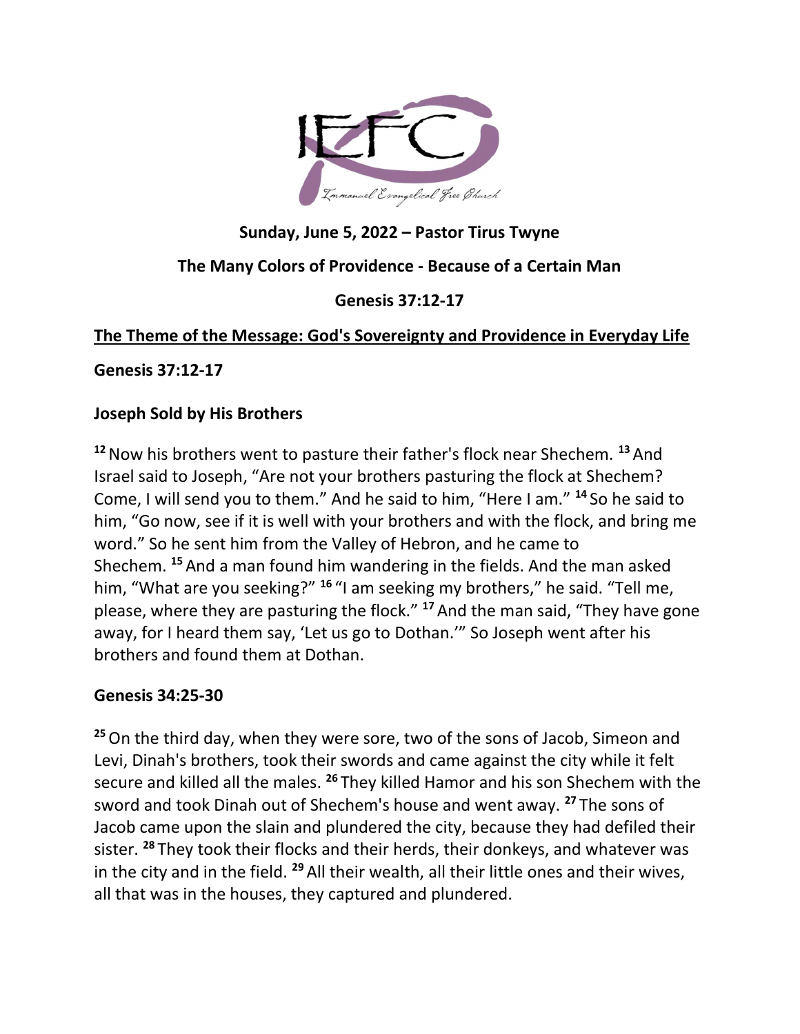**Sunday, June 5, 2022 – Pastor Tirus Twyne**

**The Many Colors of Providence - Because of a Certain Man**

**Genesis 37:12-17**

## The Theme of the Message: God's Sovereignty and Providence in Everyday Life

**Genesis 37:12-17**

### Joseph Sold by His Brothers

[12] Now his brothers went to pasture their father's flock near Shechem. [13] And Israel said to Joseph, "Are not your brothers pasturing the flock at Shechem? Come, I will send you to them." And he said to him, "Here I am." [14] So he said to him, "Go now, see if it is well with your brothers and with the flock, and bring me word." So he sent him from the Valley of Hebron, and he came to Shechem. [15] And a man found him wandering in the fields. And the man asked him, "What are you seeking?" [16] "I am seeking my brothers," he said. "Tell me, please, where they are pasturing the flock." [17] And the man said, "They have gone away, for I heard them say, 'Let us go to Dothan.'" So Joseph went after his brothers and found them at Dothan.

**Genesis 34:25-30**

[25] On the third day, when they were sore, two of the sons of Jacob, Simeon and Levi, Dinah's brothers, took their swords and came against the city while it felt secure and killed all the males. [26] They killed Hamor and his son Shechem with the sword and took Dinah out of Shechem's house and went away. [27] The sons of Jacob came upon the slain and plundered the city, because they had defiled their sister. [28] They took their flocks and their herds, their donkeys, and whatever was in the city and in the field. [29] All their wealth, all their little ones and their wives, all that was in the houses, they captured and plundered.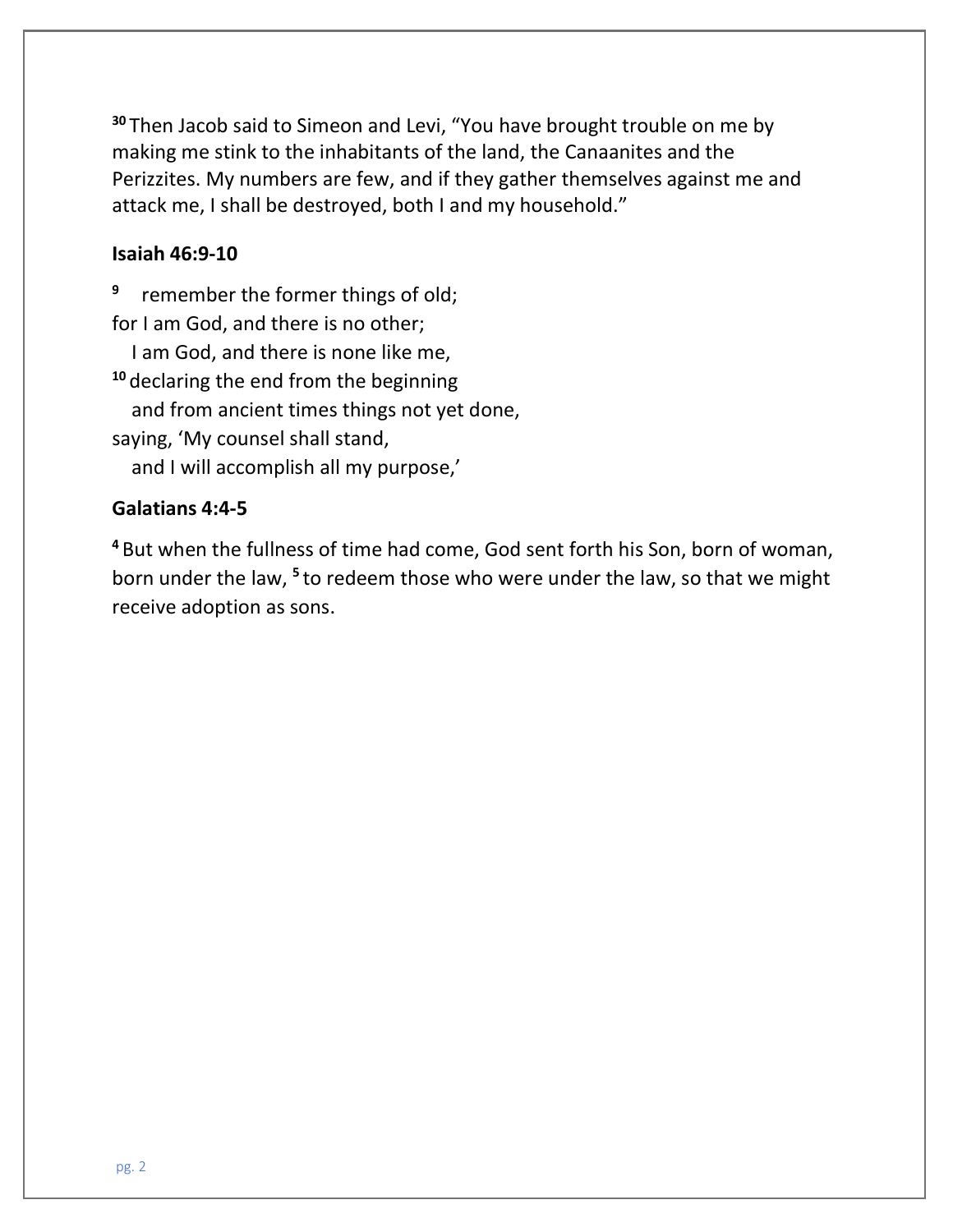[30] Then Jacob said to Simeon and Levi, "You have brought trouble on me by making me stink to the inhabitants of the land, the Canaanites and the Perizzites. My numbers are few, and if they gather themselves against me and attack me, I shall be destroyed, both I and my household."

**Isaiah 46:9-10**

[9] remember the former things of old;
for I am God, and there is no other;
I am God, and there is none like me,
[10] declaring the end from the beginning
and from ancient times things not yet done,
saying, 'My counsel shall stand,
and I will accomplish all my purpose,'

**Galatians 4:4-5**

[4] But when the fullness of time had come, God sent forth his Son, born of woman, born under the law, [5] to redeem those who were under the law, so that we might receive adoption as sons.